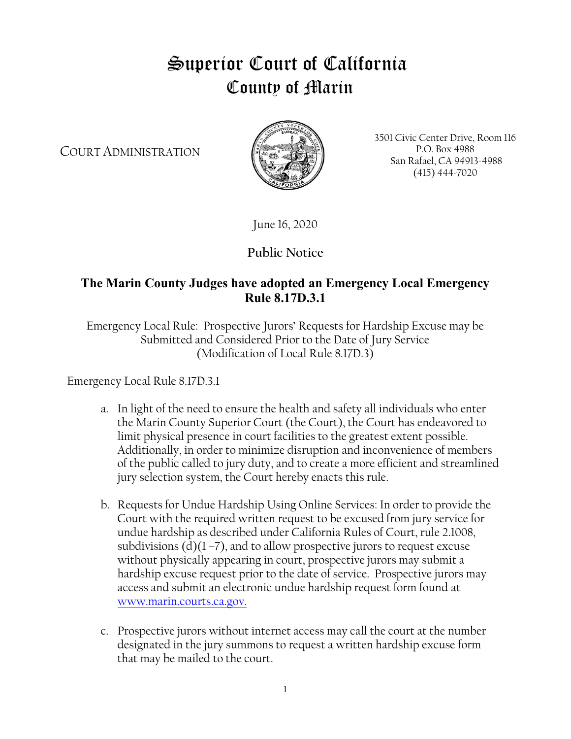# Superior Court of California
# County of Marin

COURT ADMINISTRATION

3501 Civic Center Drive, Room 116
P.O. Box 4988
San Rafael, CA 94913-4988
(415) 444-7020

June 16, 2020

## Public Notice

### The Marin County Judges have adopted an Emergency Local Emergency Rule 8.17D.3.1

Emergency Local Rule: Prospective Jurors' Requests for Hardship Excuse may be Submitted and Considered Prior to the Date of Jury Service (Modification of Local Rule 8.17D.3)

Emergency Local Rule 8.17D.3.1

a. In light of the need to ensure the health and safety all individuals who enter the Marin County Superior Court (the Court), the Court has endeavored to limit physical presence in court facilities to the greatest extent possible. Additionally, in order to minimize disruption and inconvenience of members of the public called to jury duty, and to create a more efficient and streamlined jury selection system, the Court hereby enacts this rule.

b. Requests for Undue Hardship Using Online Services: In order to provide the Court with the required written request to be excused from jury service for undue hardship as described under California Rules of Court, rule 2.1008, subdivisions (d)(1 –7), and to allow prospective jurors to request excuse without physically appearing in court, prospective jurors may submit a hardship excuse request prior to the date of service. Prospective jurors may access and submit an electronic undue hardship request form found at [www.marin.courts.ca.gov.](http://www.marin.courts.ca.gov)

c. Prospective jurors without internet access may call the court at the number designated in the jury summons to request a written hardship excuse form that may be mailed to the court.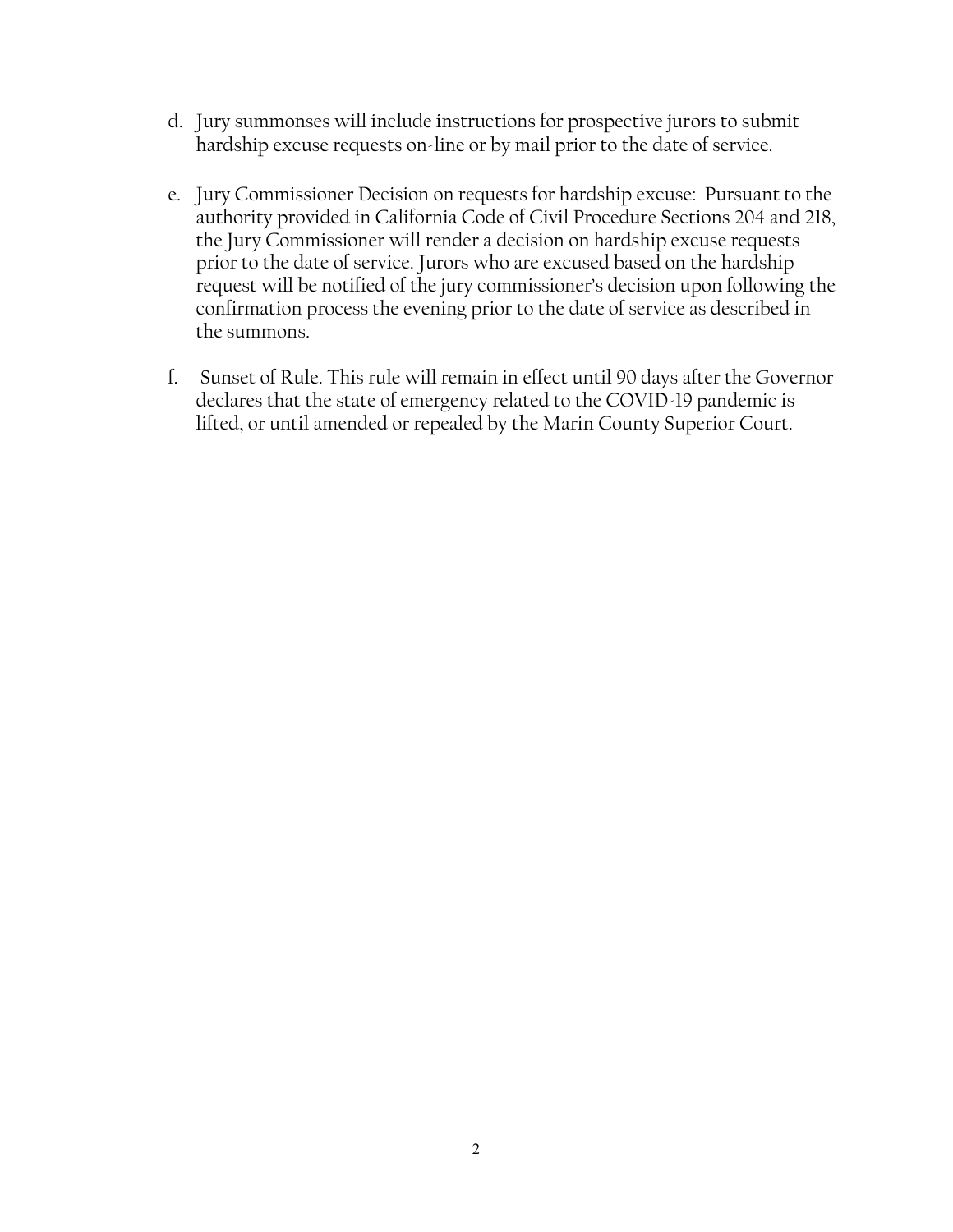d. Jury summonses will include instructions for prospective jurors to submit hardship excuse requests on-line or by mail prior to the date of service.

e. Jury Commissioner Decision on requests for hardship excuse: Pursuant to the authority provided in California Code of Civil Procedure Sections 204 and 218, the Jury Commissioner will render a decision on hardship excuse requests prior to the date of service. Jurors who are excused based on the hardship request will be notified of the jury commissioner's decision upon following the confirmation process the evening prior to the date of service as described in the summons.

f. Sunset of Rule. This rule will remain in effect until 90 days after the Governor declares that the state of emergency related to the COVID-19 pandemic is lifted, or until amended or repealed by the Marin County Superior Court.